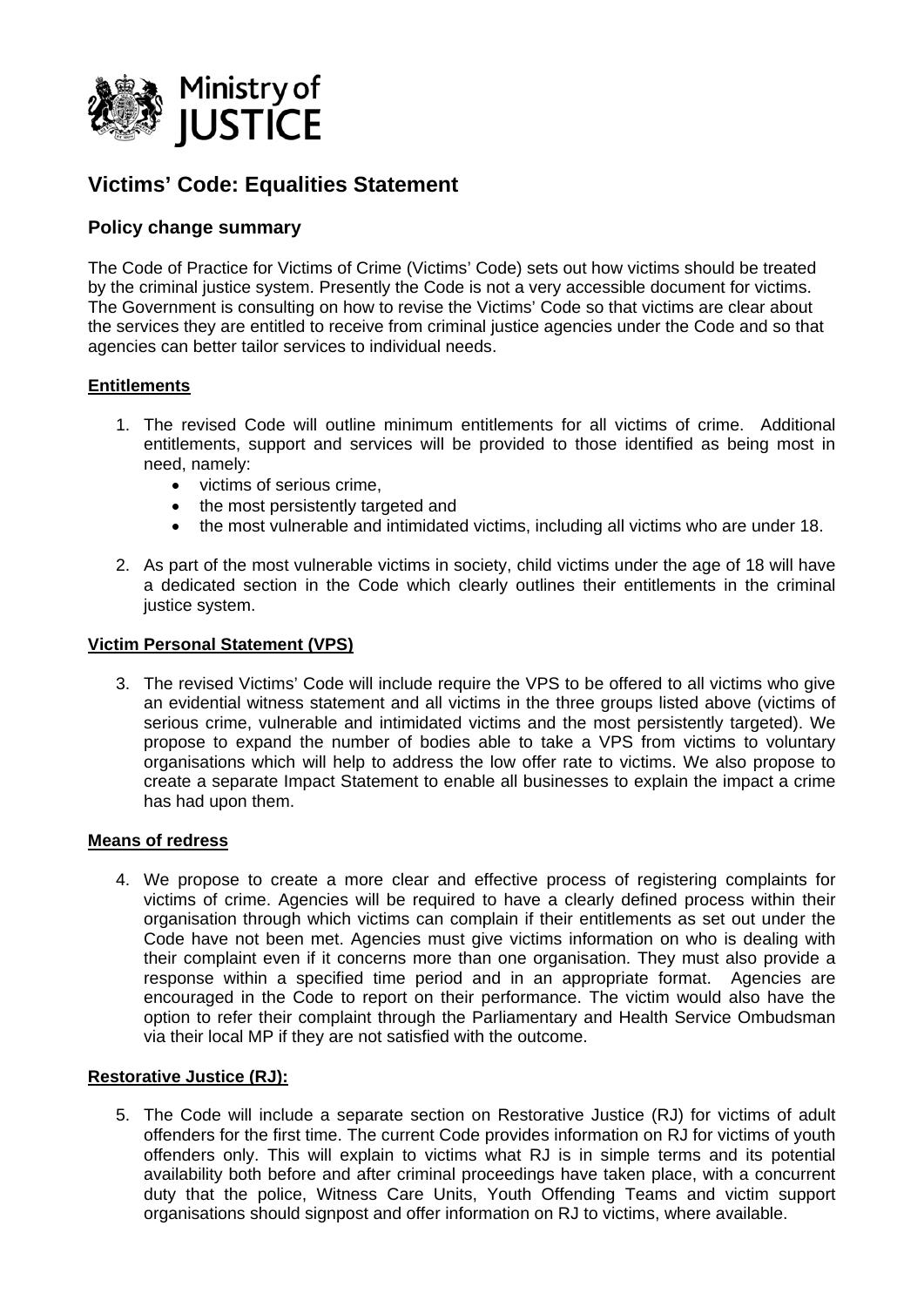# Victims' Code: Equalities Statement

## Policy change summary

The Code of Practice for Victims of Crime (Victims' Code) sets out how victims should be treated by the criminal justice system. Presently the Code is not a very accessible document for victims. The Government is consulting on how to revise the Victims' Code so that victims are clear about the services they are entitled to receive from criminal justice agencies under the Code and so that agencies can better tailor services to individual needs.

**Entitlements**

1. The revised Code will outline minimum entitlements for all victims of crime. Additional entitlements, support and services will be provided to those identified as being most in need, namely:
   - victims of serious crime,
   - the most persistently targeted and
   - the most vulnerable and intimidated victims, including all victims who are under 18.
2. As part of the most vulnerable victims in society, child victims under the age of 18 will have a dedicated section in the Code which clearly outlines their entitlements in the criminal justice system.

**Victim Personal Statement (VPS)**

3. The revised Victims' Code will include require the VPS to be offered to all victims who give an evidential witness statement and all victims in the three groups listed above (victims of serious crime, vulnerable and intimidated victims and the most persistently targeted). We propose to expand the number of bodies able to take a VPS from victims to voluntary organisations which will help to address the low offer rate to victims. We also propose to create a separate Impact Statement to enable all businesses to explain the impact a crime has had upon them.

**Means of redress**

4. We propose to create a more clear and effective process of registering complaints for victims of crime. Agencies will be required to have a clearly defined process within their organisation through which victims can complain if their entitlements as set out under the Code have not been met. Agencies must give victims information on who is dealing with their complaint even if it concerns more than one organisation. They must also provide a response within a specified time period and in an appropriate format. Agencies are encouraged in the Code to report on their performance. The victim would also have the option to refer their complaint through the Parliamentary and Health Service Ombudsman via their local MP if they are not satisfied with the outcome.

**Restorative Justice (RJ):**

5. The Code will include a separate section on Restorative Justice (RJ) for victims of adult offenders for the first time. The current Code provides information on RJ for victims of youth offenders only. This will explain to victims what RJ is in simple terms and its potential availability both before and after criminal proceedings have taken place, with a concurrent duty that the police, Witness Care Units, Youth Offending Teams and victim support organisations should signpost and offer information on RJ to victims, where available.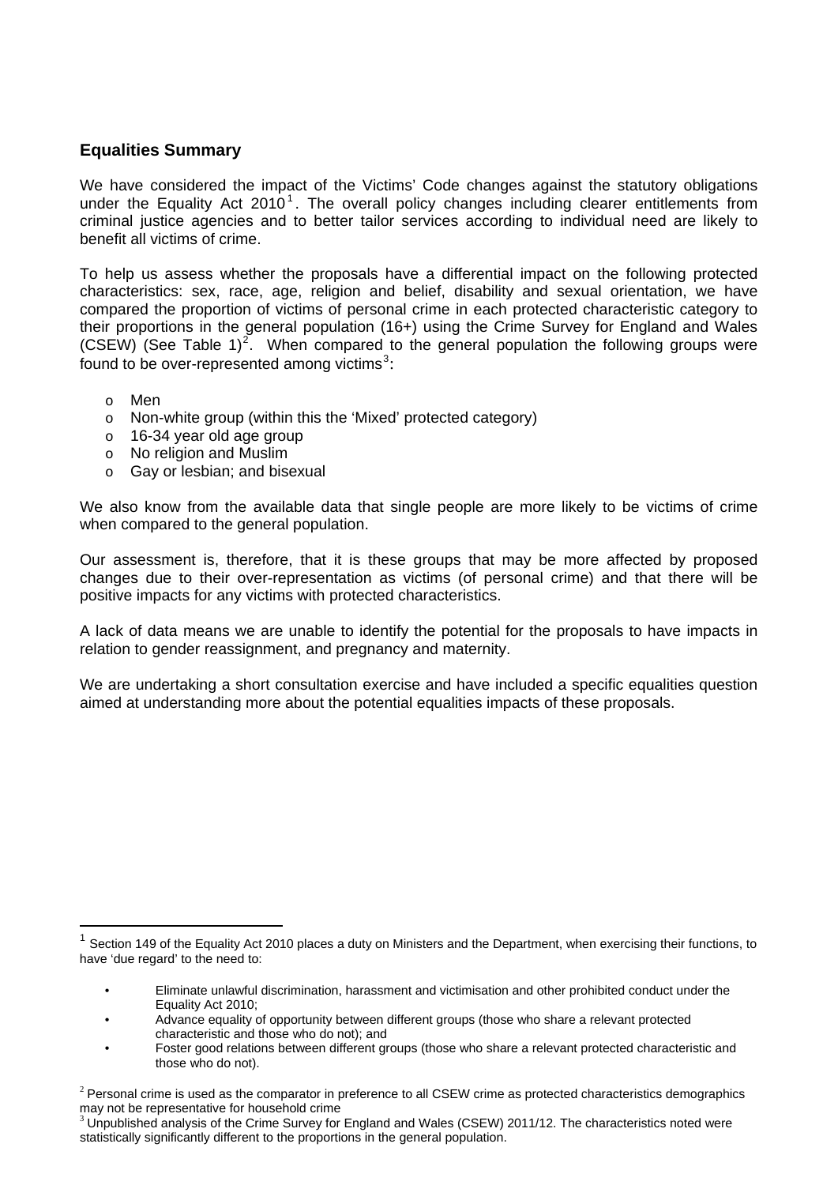## Equalities Summary

We have considered the impact of the Victims' Code changes against the statutory obligations under the Equality Act 2010[1]. The overall policy changes including clearer entitlements from criminal justice agencies and to better tailor services according to individual need are likely to benefit all victims of crime.

To help us assess whether the proposals have a differential impact on the following protected characteristics: sex, race, age, religion and belief, disability and sexual orientation, we have compared the proportion of victims of personal crime in each protected characteristic category to their proportions in the general population (16+) using the Crime Survey for England and Wales (CSEW) (See Table 1)[2]. When compared to the general population the following groups were found to be over-represented among victims[3]:

- Men
- Non-white group (within this the 'Mixed' protected category)
- 16-34 year old age group
- No religion and Muslim
- Gay or lesbian; and bisexual

We also know from the available data that single people are more likely to be victims of crime when compared to the general population.

Our assessment is, therefore, that it is these groups that may be more affected by proposed changes due to their over-representation as victims (of personal crime) and that there will be positive impacts for any victims with protected characteristics.

A lack of data means we are unable to identify the potential for the proposals to have impacts in relation to gender reassignment, and pregnancy and maternity.

We are undertaking a short consultation exercise and have included a specific equalities question aimed at understanding more about the potential equalities impacts of these proposals.

---

[1] Section 149 of the Equality Act 2010 places a duty on Ministers and the Department, when exercising their functions, to have 'due regard' to the need to:

- Eliminate unlawful discrimination, harassment and victimisation and other prohibited conduct under the Equality Act 2010;
- Advance equality of opportunity between different groups (those who share a relevant protected characteristic and those who do not); and
- Foster good relations between different groups (those who share a relevant protected characteristic and those who do not).

[2] Personal crime is used as the comparator in preference to all CSEW crime as protected characteristics demographics may not be representative for household crime

[3] Unpublished analysis of the Crime Survey for England and Wales (CSEW) 2011/12. The characteristics noted were statistically significantly different to the proportions in the general population.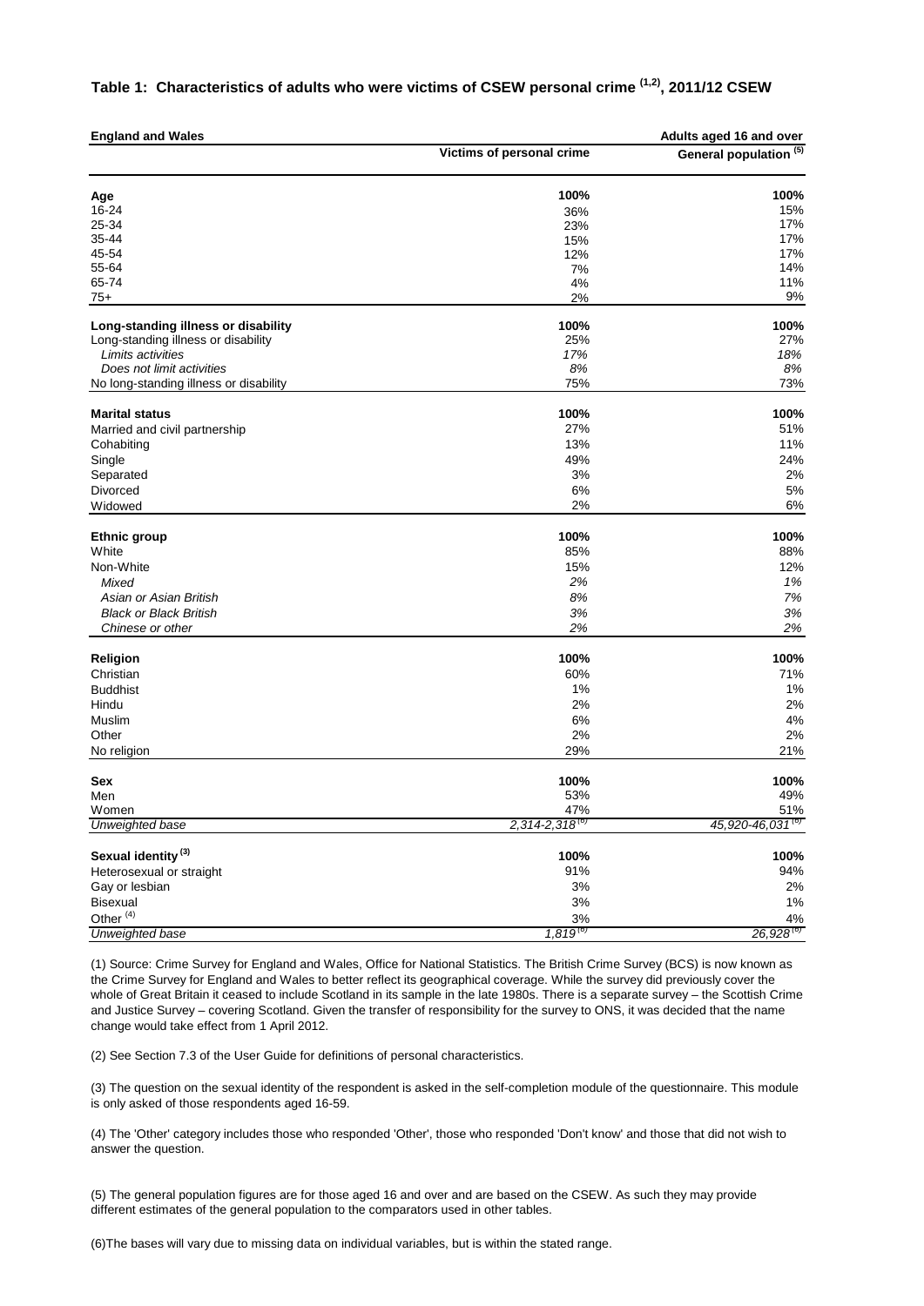### Table 1: Characteristics of adults who were victims of CSEW personal crime [1,2], 2011/12 CSEW

| England and Wales | | Adults aged 16 and over |
|---|---|---|
| | Victims of personal crime | General population [5] |
| **Age** | **100%** | **100%** |
| 16-24 | 36% | 15% |
| 25-34 | 23% | 17% |
| 35-44 | 15% | 17% |
| 45-54 | 12% | 17% |
| 55-64 | 7% | 14% |
| 65-74 | 4% | 11% |
| 75+ | 2% | 9% |
| **Long-standing illness or disability** | **100%** | **100%** |
| Long-standing illness or disability | 25% | 27% |
| *Limits activities* | *17%* | *18%* |
| *Does not limit activities* | *8%* | *8%* |
| No long-standing illness or disability | 75% | 73% |
| **Marital status** | **100%** | **100%** |
| Married and civil partnership | 27% | 51% |
| Cohabiting | 13% | 11% |
| Single | 49% | 24% |
| Separated | 3% | 2% |
| Divorced | 6% | 5% |
| Widowed | 2% | 6% |
| **Ethnic group** | **100%** | **100%** |
| White | 85% | 88% |
| Non-White | 15% | 12% |
| *Mixed* | *2%* | *1%* |
| *Asian or Asian British* | *8%* | *7%* |
| *Black or Black British* | *3%* | *3%* |
| *Chinese or other* | *2%* | *2%* |
| **Religion** | **100%** | **100%** |
| Christian | 60% | 71% |
| Buddhist | 1% | 1% |
| Hindu | 2% | 2% |
| Muslim | 6% | 4% |
| Other | 2% | 2% |
| No religion | 29% | 21% |
| **Sex** | **100%** | **100%** |
| Men | 53% | 49% |
| Women | 47% | 51% |
| *Unweighted base* | *2,314-2,318* [6] | *45,920-46,031* [6] |
| **Sexual identity** [3] | **100%** | **100%** |
| Heterosexual or straight | 91% | 94% |
| Gay or lesbian | 3% | 2% |
| Bisexual | 3% | 1% |
| Other [4] | 3% | 4% |
| *Unweighted base* | *1,819* [6] | *26,928* [6] |

(1) Source: Crime Survey for England and Wales, Office for National Statistics. The British Crime Survey (BCS) is now known as the Crime Survey for England and Wales to better reflect its geographical coverage. While the survey did previously cover the whole of Great Britain it ceased to include Scotland in its sample in the late 1980s. There is a separate survey – the Scottish Crime and Justice Survey – covering Scotland. Given the transfer of responsibility for the survey to ONS, it was decided that the name change would take effect from 1 April 2012.

(2) See Section 7.3 of the User Guide for definitions of personal characteristics.

(3) The question on the sexual identity of the respondent is asked in the self-completion module of the questionnaire. This module is only asked of those respondents aged 16-59.

(4) The 'Other' category includes those who responded 'Other', those who responded 'Don't know' and those that did not wish to answer the question.

(5) The general population figures are for those aged 16 and over and are based on the CSEW. As such they may provide different estimates of the general population to the comparators used in other tables.

(6)The bases will vary due to missing data on individual variables, but is within the stated range.